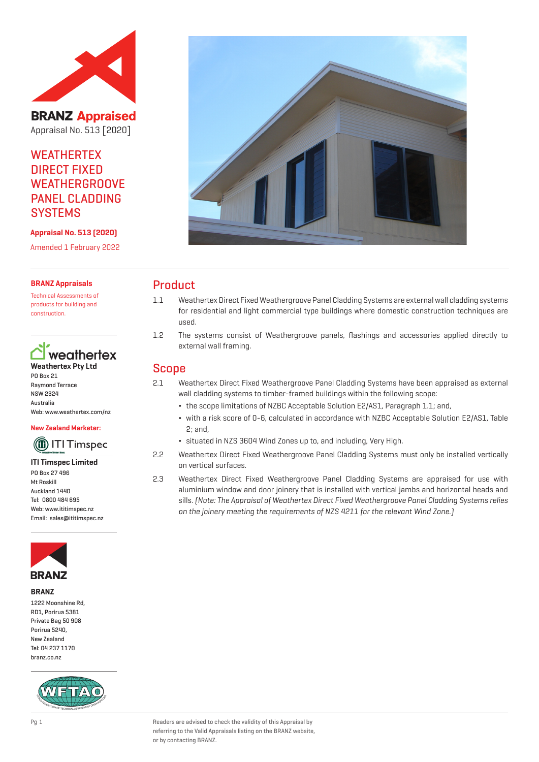**BRANZ Appraised**

Appraisal No. 513 [2020]

# WEATHERTEX DIRECT FIXED WEATHERGROOVE PANEL CLADDING SYSTEMS

**Appraisal No. 513 (2020)**

Amended 1 February 2022

**BRANZ Appraisals**

Technical Assessments of products for building and construction.

**Weathertex Pty Ltd**

PO Box 21
Raymond Terrace
NSW 2324
Australia
Web: www.weathertex.com/nz

**New Zealand Marketer:**

**ITI Timspec Limited**

PO Box 27 496
Mt Roskill
Auckland 1440
Tel: 0800 484 695
Web: www.ititimspec.nz
Email: sales@ititimspec.nz

**BRANZ**

1222 Moonshine Rd,
RD1, Porirua 5381
Private Bag 50 908
Porirua 5240,
New Zealand
Tel: 04 237 1170
branz.co.nz

## Product

1.1 Weathertex Direct Fixed Weathergroove Panel Cladding Systems are external wall cladding systems for residential and light commercial type buildings where domestic construction techniques are used.

1.2 The systems consist of Weathergroove panels, flashings and accessories applied directly to external wall framing.

## Scope

2.1 Weathertex Direct Fixed Weathergroove Panel Cladding Systems have been appraised as external wall cladding systems to timber-framed buildings within the following scope:

- the scope limitations of NZBC Acceptable Solution E2/AS1, Paragraph 1.1; and,
- with a risk score of 0-6, calculated in accordance with NZBC Acceptable Solution E2/AS1, Table 2; and,
- situated in NZS 3604 Wind Zones up to, and including, Very High.

2.2 Weathertex Direct Fixed Weathergroove Panel Cladding Systems must only be installed vertically on vertical surfaces.

2.3 Weathertex Direct Fixed Weathergroove Panel Cladding Systems are appraised for use with aluminium window and door joinery that is installed with vertical jambs and horizontal heads and sills. *(Note: The Appraisal of Weathertex Direct Fixed Weathergroove Panel Cladding Systems relies on the joinery meeting the requirements of NZS 4211 for the relevant Wind Zone.)*

Readers are advised to check the validity of this Appraisal by referring to the Valid Appraisals listing on the BRANZ website, or by contacting BRANZ.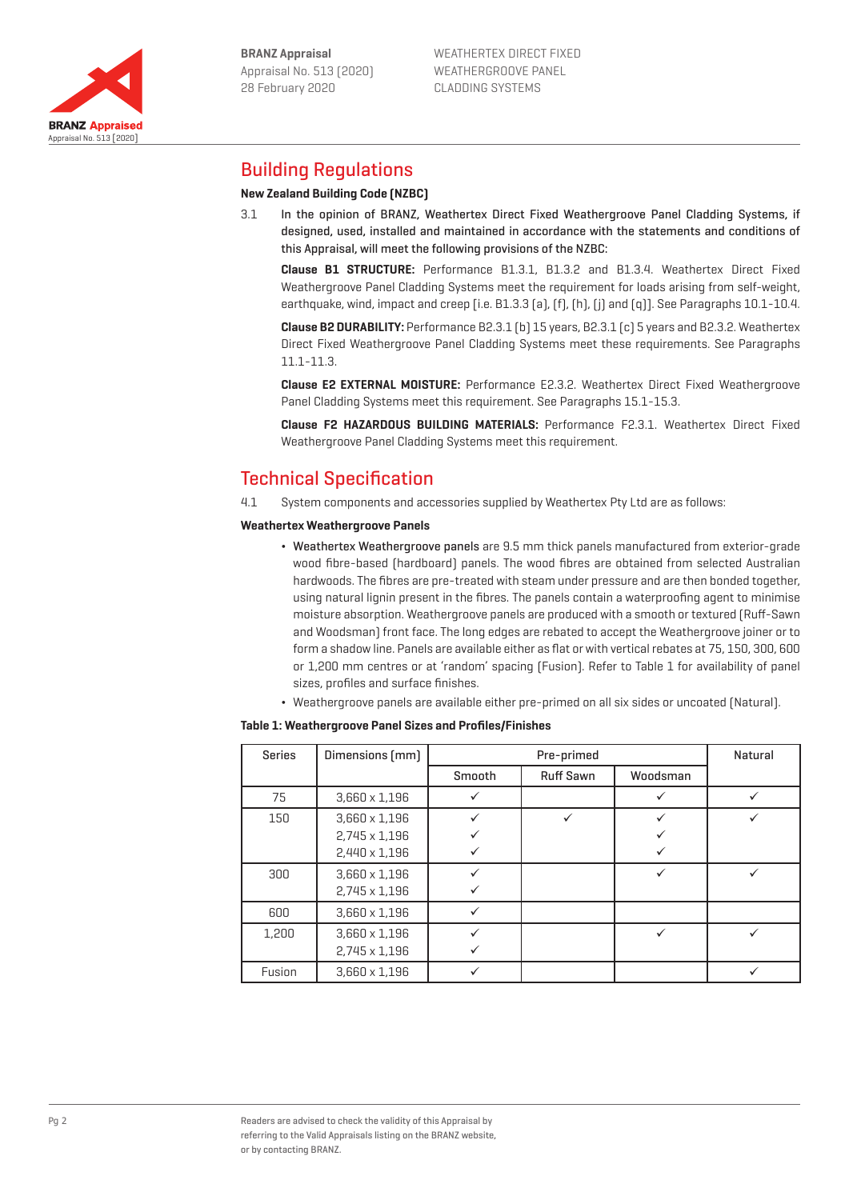## Building Regulations

**New Zealand Building Code (NZBC)**

3.1 **In the opinion of BRANZ, Weathertex Direct Fixed Weathergroove Panel Cladding Systems, if designed, used, installed and maintained in accordance with the statements and conditions of this Appraisal, will meet the following provisions of the NZBC:**

**Clause B1 STRUCTURE:** Performance B1.3.1, B1.3.2 and B1.3.4. Weathertex Direct Fixed Weathergroove Panel Cladding Systems meet the requirement for loads arising from self-weight, earthquake, wind, impact and creep [i.e. B1.3.3 (a), (f), (h), (j) and (q)]. See Paragraphs 10.1-10.4.

**Clause B2 DURABILITY:** Performance B2.3.1 (b) 15 years, B2.3.1 (c) 5 years and B2.3.2. Weathertex Direct Fixed Weathergroove Panel Cladding Systems meet these requirements. See Paragraphs 11.1-11.3.

**Clause E2 EXTERNAL MOISTURE:** Performance E2.3.2. Weathertex Direct Fixed Weathergroove Panel Cladding Systems meet this requirement. See Paragraphs 15.1-15.3.

**Clause F2 HAZARDOUS BUILDING MATERIALS:** Performance F2.3.1. Weathertex Direct Fixed Weathergroove Panel Cladding Systems meet this requirement.

## Technical Specification

4.1 System components and accessories supplied by Weathertex Pty Ltd are as follows:

**Weathertex Weathergroove Panels**

- Weathertex Weathergroove panels are 9.5 mm thick panels manufactured from exterior-grade wood fibre-based (hardboard) panels. The wood fibres are obtained from selected Australian hardwoods. The fibres are pre-treated with steam under pressure and are then bonded together, using natural lignin present in the fibres. The panels contain a waterproofing agent to minimise moisture absorption. Weathergroove panels are produced with a smooth or textured (Ruff-Sawn and Woodsman) front face. The long edges are rebated to accept the Weathergroove joiner or to form a shadow line. Panels are available either as flat or with vertical rebates at 75, 150, 300, 600 or 1,200 mm centres or at 'random' spacing (Fusion). Refer to Table 1 for availability of panel sizes, profiles and surface finishes.
- Weathergroove panels are available either pre-primed on all six sides or uncoated (Natural).

**Table 1: Weathergroove Panel Sizes and Profiles/Finishes**

| Series | Dimensions (mm) | Pre-primed | | | Natural |
|---|---|---|---|---|---|
| | | Smooth | Ruff Sawn | Woodsman | |
| 75 | 3,660 x 1,196 | ✓ | | ✓ | ✓ |
| 150 | 3,660 x 1,196<br>2,745 x 1,196<br>2,440 x 1,196 | ✓<br>✓<br>✓ | ✓ | ✓<br>✓<br>✓ | ✓ |
| 300 | 3,660 x 1,196<br>2,745 x 1,196 | ✓<br>✓ | | ✓ | ✓ |
| 600 | 3,660 x 1,196 | ✓ | | | |
| 1,200 | 3,660 x 1,196<br>2,745 x 1,196 | ✓<br>✓ | | ✓ | ✓ |
| Fusion | 3,660 x 1,196 | ✓ | | | ✓ |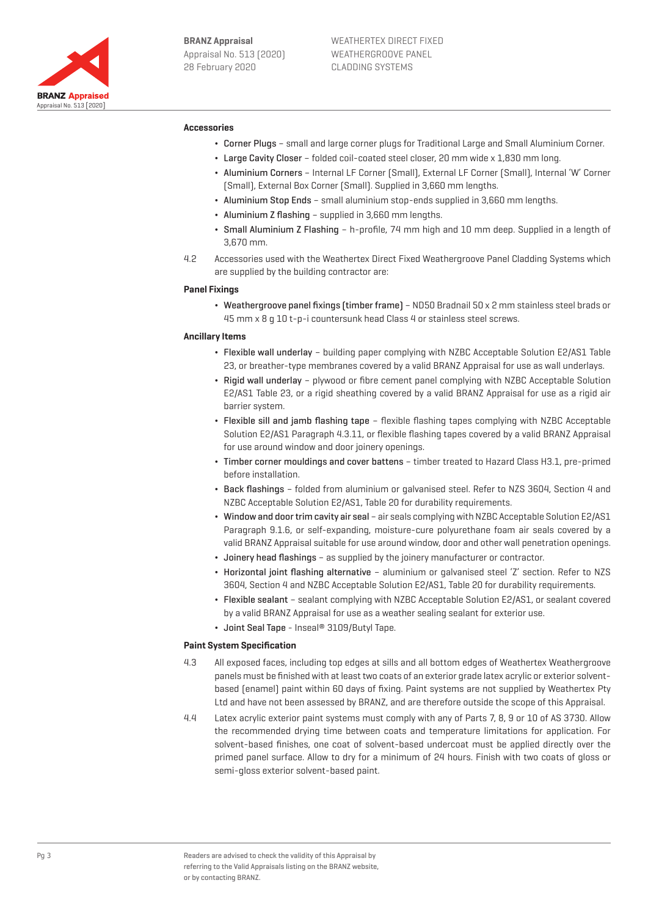**Accessories**

- Corner Plugs – small and large corner plugs for Traditional Large and Small Aluminium Corner.
- Large Cavity Closer – folded coil-coated steel closer, 20 mm wide x 1,830 mm long.
- Aluminium Corners – Internal LF Corner (Small), External LF Corner (Small), Internal 'W' Corner (Small), External Box Corner (Small). Supplied in 3,660 mm lengths.
- Aluminium Stop Ends – small aluminium stop-ends supplied in 3,660 mm lengths.
- Aluminium Z flashing – supplied in 3,660 mm lengths.
- Small Aluminium Z Flashing – h-profile, 74 mm high and 10 mm deep. Supplied in a length of 3,670 mm.

4.2 Accessories used with the Weathertex Direct Fixed Weathergroove Panel Cladding Systems which are supplied by the building contractor are:

**Panel Fixings**

- Weathergroove panel fixings (timber frame) – ND50 Bradnail 50 x 2 mm stainless steel brads or 45 mm x 8 g 10 t-p-i countersunk head Class 4 or stainless steel screws.

**Ancillary Items**

- Flexible wall underlay – building paper complying with NZBC Acceptable Solution E2/AS1 Table 23, or breather-type membranes covered by a valid BRANZ Appraisal for use as wall underlays.
- Rigid wall underlay – plywood or fibre cement panel complying with NZBC Acceptable Solution E2/AS1 Table 23, or a rigid sheathing covered by a valid BRANZ Appraisal for use as a rigid air barrier system.
- Flexible sill and jamb flashing tape – flexible flashing tapes complying with NZBC Acceptable Solution E2/AS1 Paragraph 4.3.11, or flexible flashing tapes covered by a valid BRANZ Appraisal for use around window and door joinery openings.
- Timber corner mouldings and cover battens – timber treated to Hazard Class H3.1, pre-primed before installation.
- Back flashings – folded from aluminium or galvanised steel. Refer to NZS 3604, Section 4 and NZBC Acceptable Solution E2/AS1, Table 20 for durability requirements.
- Window and door trim cavity air seal – air seals complying with NZBC Acceptable Solution E2/AS1 Paragraph 9.1.6, or self-expanding, moisture-cure polyurethane foam air seals covered by a valid BRANZ Appraisal suitable for use around window, door and other wall penetration openings.
- Joinery head flashings – as supplied by the joinery manufacturer or contractor.
- Horizontal joint flashing alternative – aluminium or galvanised steel 'Z' section. Refer to NZS 3604, Section 4 and NZBC Acceptable Solution E2/AS1, Table 20 for durability requirements.
- Flexible sealant – sealant complying with NZBC Acceptable Solution E2/AS1, or sealant covered by a valid BRANZ Appraisal for use as a weather sealing sealant for exterior use.
- Joint Seal Tape - Inseal® 3109/Butyl Tape.

**Paint System Specification**

4.3 All exposed faces, including top edges at sills and all bottom edges of Weathertex Weathergroove panels must be finished with at least two coats of an exterior grade latex acrylic or exterior solvent-based (enamel) paint within 60 days of fixing. Paint systems are not supplied by Weathertex Pty Ltd and have not been assessed by BRANZ, and are therefore outside the scope of this Appraisal.

4.4 Latex acrylic exterior paint systems must comply with any of Parts 7, 8, 9 or 10 of AS 3730. Allow the recommended drying time between coats and temperature limitations for application. For solvent-based finishes, one coat of solvent-based undercoat must be applied directly over the primed panel surface. Allow to dry for a minimum of 24 hours. Finish with two coats of gloss or semi-gloss exterior solvent-based paint.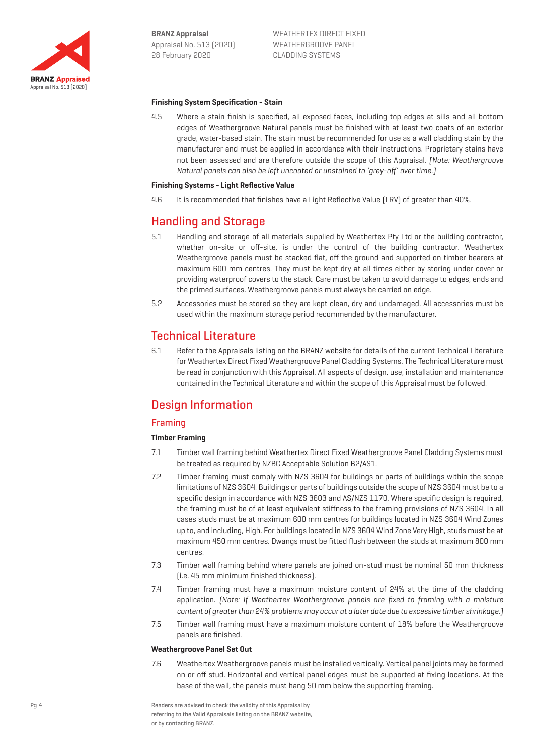**Finishing System Specification - Stain**

4.5 Where a stain finish is specified, all exposed faces, including top edges at sills and all bottom edges of Weathergroove Natural panels must be finished with at least two coats of an exterior grade, water-based stain. The stain must be recommended for use as a wall cladding stain by the manufacturer and must be applied in accordance with their instructions. Proprietary stains have not been assessed and are therefore outside the scope of this Appraisal. *[Note: Weathergroove Natural panels can also be left uncoated or unstained to 'grey-off' over time.]*

**Finishing Systems - Light Reflective Value**

4.6 It is recommended that finishes have a Light Reflective Value (LRV) of greater than 40%.

## Handling and Storage

5.1 Handling and storage of all materials supplied by Weathertex Pty Ltd or the building contractor, whether on-site or off-site, is under the control of the building contractor. Weathertex Weathergroove panels must be stacked flat, off the ground and supported on timber bearers at maximum 600 mm centres. They must be kept dry at all times either by storing under cover or providing waterproof covers to the stack. Care must be taken to avoid damage to edges, ends and the primed surfaces. Weathergroove panels must always be carried on edge.

5.2 Accessories must be stored so they are kept clean, dry and undamaged. All accessories must be used within the maximum storage period recommended by the manufacturer.

## Technical Literature

6.1 Refer to the Appraisals listing on the BRANZ website for details of the current Technical Literature for Weathertex Direct Fixed Weathergroove Panel Cladding Systems. The Technical Literature must be read in conjunction with this Appraisal. All aspects of design, use, installation and maintenance contained in the Technical Literature and within the scope of this Appraisal must be followed.

## Design Information

### Framing

**Timber Framing**

7.1 Timber wall framing behind Weathertex Direct Fixed Weathergroove Panel Cladding Systems must be treated as required by NZBC Acceptable Solution B2/AS1.

7.2 Timber framing must comply with NZS 3604 for buildings or parts of buildings within the scope limitations of NZS 3604. Buildings or parts of buildings outside the scope of NZS 3604 must be to a specific design in accordance with NZS 3603 and AS/NZS 1170. Where specific design is required, the framing must be of at least equivalent stiffness to the framing provisions of NZS 3604. In all cases studs must be at maximum 600 mm centres for buildings located in NZS 3604 Wind Zones up to, and including, High. For buildings located in NZS 3604 Wind Zone Very High, studs must be at maximum 450 mm centres. Dwangs must be fitted flush between the studs at maximum 800 mm centres.

7.3 Timber wall framing behind where panels are joined on-stud must be nominal 50 mm thickness (i.e. 45 mm minimum finished thickness).

7.4 Timber framing must have a maximum moisture content of 24% at the time of the cladding application. *[Note: If Weathertex Weathergroove panels are fixed to framing with a moisture content of greater than 24% problems may occur at a later date due to excessive timber shrinkage.]*

7.5 Timber wall framing must have a maximum moisture content of 18% before the Weathergroove panels are finished.

**Weathergroove Panel Set Out**

7.6 Weathertex Weathergroove panels must be installed vertically. Vertical panel joints may be formed on or off stud. Horizontal and vertical panel edges must be supported at fixing locations. At the base of the wall, the panels must hang 50 mm below the supporting framing.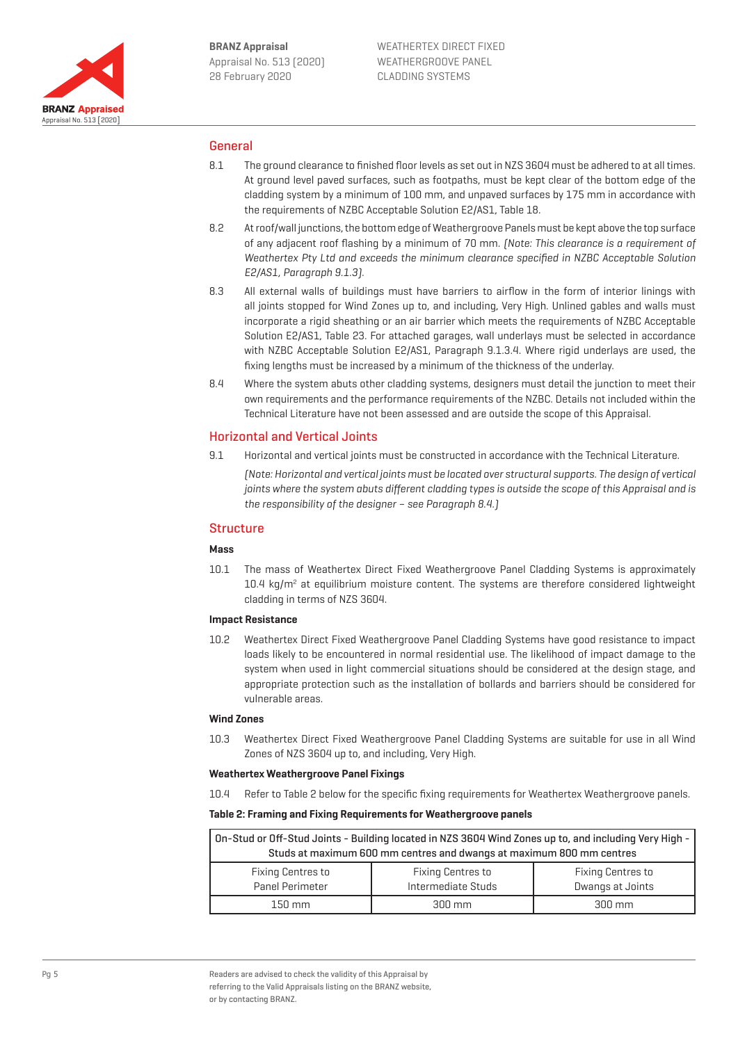## General

8.1 The ground clearance to finished floor levels as set out in NZS 3604 must be adhered to at all times. At ground level paved surfaces, such as footpaths, must be kept clear of the bottom edge of the cladding system by a minimum of 100 mm, and unpaved surfaces by 175 mm in accordance with the requirements of NZBC Acceptable Solution E2/AS1, Table 18.

8.2 At roof/wall junctions, the bottom edge of Weathergroove Panels must be kept above the top surface of any adjacent roof flashing by a minimum of 70 mm. *(Note: This clearance is a requirement of Weathertex Pty Ltd and exceeds the minimum clearance specified in NZBC Acceptable Solution E2/AS1, Paragraph 9.1.3).*

8.3 All external walls of buildings must have barriers to airflow in the form of interior linings with all joints stopped for Wind Zones up to, and including, Very High. Unlined gables and walls must incorporate a rigid sheathing or an air barrier which meets the requirements of NZBC Acceptable Solution E2/AS1, Table 23. For attached garages, wall underlays must be selected in accordance with NZBC Acceptable Solution E2/AS1, Paragraph 9.1.3.4. Where rigid underlays are used, the fixing lengths must be increased by a minimum of the thickness of the underlay.

8.4 Where the system abuts other cladding systems, designers must detail the junction to meet their own requirements and the performance requirements of the NZBC. Details not included within the Technical Literature have not been assessed and are outside the scope of this Appraisal.

## Horizontal and Vertical Joints

9.1 Horizontal and vertical joints must be constructed in accordance with the Technical Literature.

*(Note: Horizontal and vertical joints must be located over structural supports. The design of vertical joints where the system abuts different cladding types is outside the scope of this Appraisal and is the responsibility of the designer – see Paragraph 8.4.)*

## Structure

### Mass

10.1 The mass of Weathertex Direct Fixed Weathergroove Panel Cladding Systems is approximately 10.4 kg/m$^2$ at equilibrium moisture content. The systems are therefore considered lightweight cladding in terms of NZS 3604.

### Impact Resistance

10.2 Weathertex Direct Fixed Weathergroove Panel Cladding Systems have good resistance to impact loads likely to be encountered in normal residential use. The likelihood of impact damage to the system when used in light commercial situations should be considered at the design stage, and appropriate protection such as the installation of bollards and barriers should be considered for vulnerable areas.

### Wind Zones

10.3 Weathertex Direct Fixed Weathergroove Panel Cladding Systems are suitable for use in all Wind Zones of NZS 3604 up to, and including, Very High.

### Weathertex Weathergroove Panel Fixings

10.4 Refer to Table 2 below for the specific fixing requirements for Weathertex Weathergroove panels.

**Table 2: Framing and Fixing Requirements for Weathergroove panels**

| On-Stud or Off-Stud Joints - Building located in NZS 3604 Wind Zones up to, and including Very High - Studs at maximum 600 mm centres and dwangs at maximum 800 mm centres | | |
|---|---|---|
| Fixing Centres to Panel Perimeter | Fixing Centres to Intermediate Studs | Fixing Centres to Dwangs at Joints |
| 150 mm | 300 mm | 300 mm |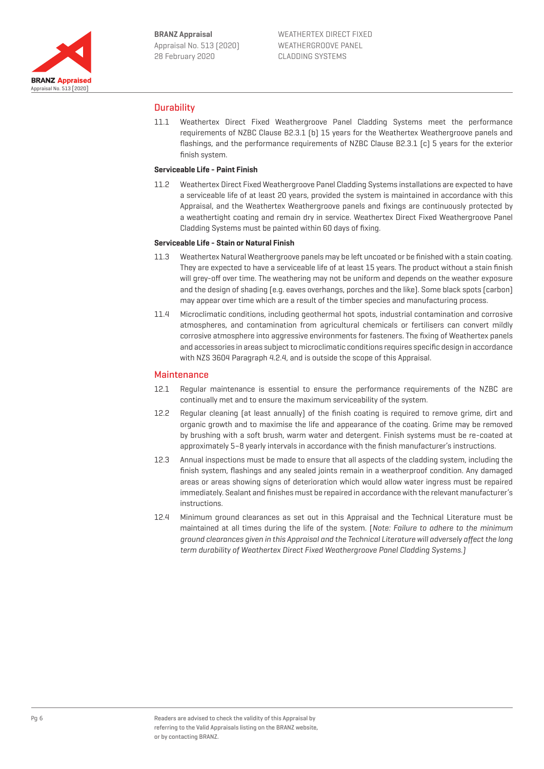## Durability

11.1 Weathertex Direct Fixed Weathergroove Panel Cladding Systems meet the performance requirements of NZBC Clause B2.3.1 (b) 15 years for the Weathertex Weathergroove panels and flashings, and the performance requirements of NZBC Clause B2.3.1 (c) 5 years for the exterior finish system.

### Serviceable Life - Paint Finish

11.2 Weathertex Direct Fixed Weathergroove Panel Cladding Systems installations are expected to have a serviceable life of at least 20 years, provided the system is maintained in accordance with this Appraisal, and the Weathertex Weathergroove panels and fixings are continuously protected by a weathertight coating and remain dry in service. Weathertex Direct Fixed Weathergroove Panel Cladding Systems must be painted within 60 days of fixing.

### Serviceable Life - Stain or Natural Finish

11.3 Weathertex Natural Weathergroove panels may be left uncoated or be finished with a stain coating. They are expected to have a serviceable life of at least 15 years. The product without a stain finish will grey-off over time. The weathering may not be uniform and depends on the weather exposure and the design of shading (e.g. eaves overhangs, porches and the like). Some black spots (carbon) may appear over time which are a result of the timber species and manufacturing process.

11.4 Microclimatic conditions, including geothermal hot spots, industrial contamination and corrosive atmospheres, and contamination from agricultural chemicals or fertilisers can convert mildly corrosive atmosphere into aggressive environments for fasteners. The fixing of Weathertex panels and accessories in areas subject to microclimatic conditions requires specific design in accordance with NZS 3604 Paragraph 4.2.4, and is outside the scope of this Appraisal.

## Maintenance

12.1 Regular maintenance is essential to ensure the performance requirements of the NZBC are continually met and to ensure the maximum serviceability of the system.

12.2 Regular cleaning (at least annually) of the finish coating is required to remove grime, dirt and organic growth and to maximise the life and appearance of the coating. Grime may be removed by brushing with a soft brush, warm water and detergent. Finish systems must be re-coated at approximately 5–8 yearly intervals in accordance with the finish manufacturer's instructions.

12.3 Annual inspections must be made to ensure that all aspects of the cladding system, including the finish system, flashings and any sealed joints remain in a weatherproof condition. Any damaged areas or areas showing signs of deterioration which would allow water ingress must be repaired immediately. Sealant and finishes must be repaired in accordance with the relevant manufacturer's instructions.

12.4 Minimum ground clearances as set out in this Appraisal and the Technical Literature must be maintained at all times during the life of the system. (*Note: Failure to adhere to the minimum ground clearances given in this Appraisal and the Technical Literature will adversely affect the long term durability of Weathertex Direct Fixed Weathergroove Panel Cladding Systems.*)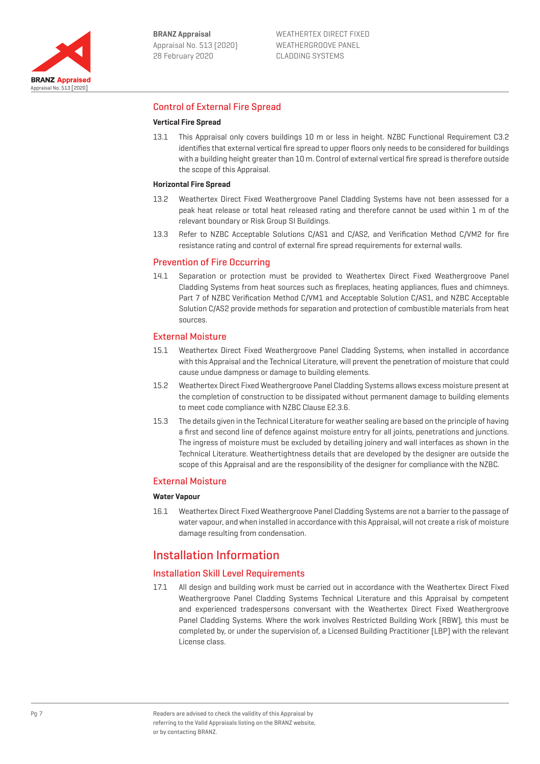## Control of External Fire Spread

### Vertical Fire Spread

13.1 This Appraisal only covers buildings 10 m or less in height. NZBC Functional Requirement C3.2 identifies that external vertical fire spread to upper floors only needs to be considered for buildings with a building height greater than 10 m. Control of external vertical fire spread is therefore outside the scope of this Appraisal.

### Horizontal Fire Spread

13.2 Weathertex Direct Fixed Weathergroove Panel Cladding Systems have not been assessed for a peak heat release or total heat released rating and therefore cannot be used within 1 m of the relevant boundary or Risk Group SI Buildings.

13.3 Refer to NZBC Acceptable Solutions C/AS1 and C/AS2, and Verification Method C/VM2 for fire resistance rating and control of external fire spread requirements for external walls.

## Prevention of Fire Occurring

14.1 Separation or protection must be provided to Weathertex Direct Fixed Weathergroove Panel Cladding Systems from heat sources such as fireplaces, heating appliances, flues and chimneys. Part 7 of NZBC Verification Method C/VM1 and Acceptable Solution C/AS1, and NZBC Acceptable Solution C/AS2 provide methods for separation and protection of combustible materials from heat sources.

## External Moisture

15.1 Weathertex Direct Fixed Weathergroove Panel Cladding Systems, when installed in accordance with this Appraisal and the Technical Literature, will prevent the penetration of moisture that could cause undue dampness or damage to building elements.

15.2 Weathertex Direct Fixed Weathergroove Panel Cladding Systems allows excess moisture present at the completion of construction to be dissipated without permanent damage to building elements to meet code compliance with NZBC Clause E2.3.6.

15.3 The details given in the Technical Literature for weather sealing are based on the principle of having a first and second line of defence against moisture entry for all joints, penetrations and junctions. The ingress of moisture must be excluded by detailing joinery and wall interfaces as shown in the Technical Literature. Weathertightness details that are developed by the designer are outside the scope of this Appraisal and are the responsibility of the designer for compliance with the NZBC.

## External Moisture

### Water Vapour

16.1 Weathertex Direct Fixed Weathergroove Panel Cladding Systems are not a barrier to the passage of water vapour, and when installed in accordance with this Appraisal, will not create a risk of moisture damage resulting from condensation.

# Installation Information

## Installation Skill Level Requirements

17.1 All design and building work must be carried out in accordance with the Weathertex Direct Fixed Weathergroove Panel Cladding Systems Technical Literature and this Appraisal by competent and experienced tradespersons conversant with the Weathertex Direct Fixed Weathergroove Panel Cladding Systems. Where the work involves Restricted Building Work (RBW), this must be completed by, or under the supervision of, a Licensed Building Practitioner (LBP) with the relevant License class.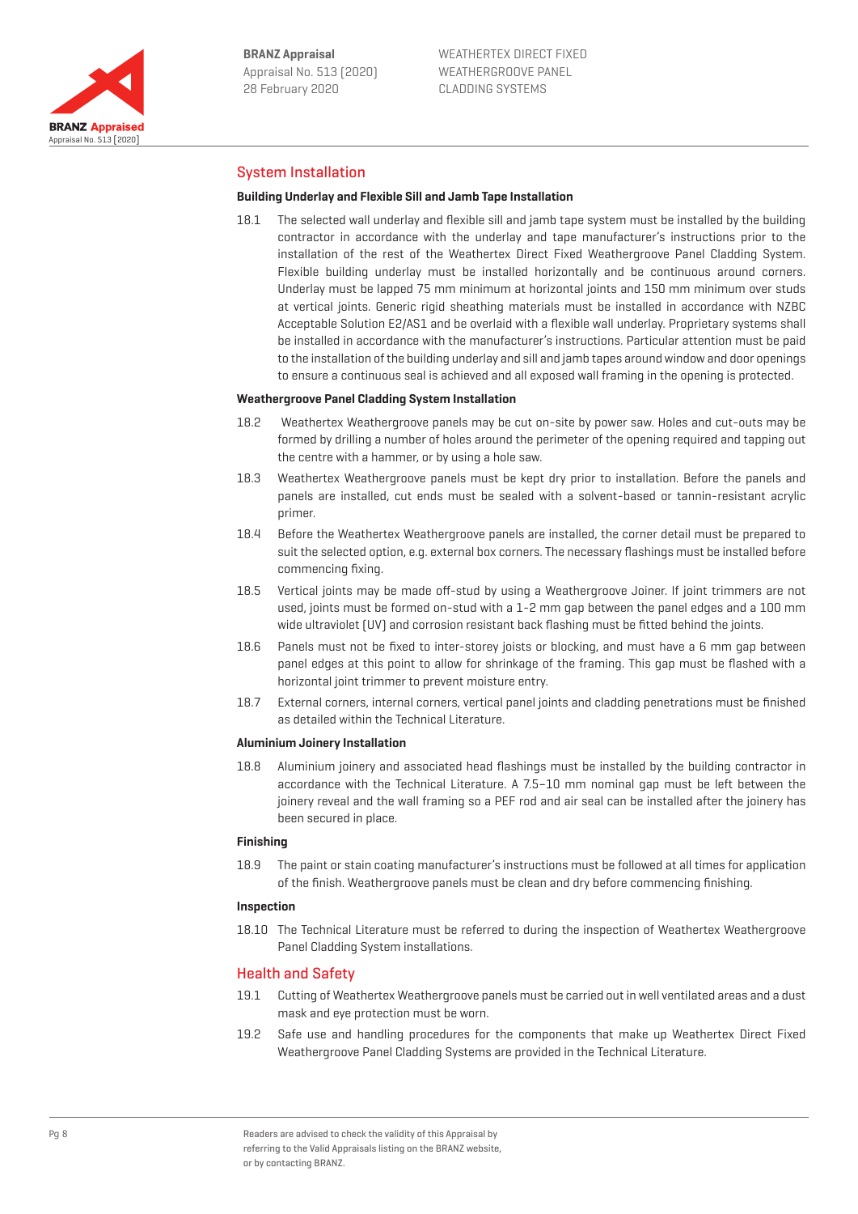## System Installation

### Building Underlay and Flexible Sill and Jamb Tape Installation

18.1 The selected wall underlay and flexible sill and jamb tape system must be installed by the building contractor in accordance with the underlay and tape manufacturer's instructions prior to the installation of the rest of the Weathertex Direct Fixed Weathergroove Panel Cladding System. Flexible building underlay must be installed horizontally and be continuous around corners. Underlay must be lapped 75 mm minimum at horizontal joints and 150 mm minimum over studs at vertical joints. Generic rigid sheathing materials must be installed in accordance with NZBC Acceptable Solution E2/AS1 and be overlaid with a flexible wall underlay. Proprietary systems shall be installed in accordance with the manufacturer's instructions. Particular attention must be paid to the installation of the building underlay and sill and jamb tapes around window and door openings to ensure a continuous seal is achieved and all exposed wall framing in the opening is protected.

### Weathergroove Panel Cladding System Installation

18.2 Weathertex Weathergroove panels may be cut on-site by power saw. Holes and cut-outs may be formed by drilling a number of holes around the perimeter of the opening required and tapping out the centre with a hammer, or by using a hole saw.

18.3 Weathertex Weathergroove panels must be kept dry prior to installation. Before the panels and panels are installed, cut ends must be sealed with a solvent-based or tannin-resistant acrylic primer.

18.4 Before the Weathertex Weathergroove panels are installed, the corner detail must be prepared to suit the selected option, e.g. external box corners. The necessary flashings must be installed before commencing fixing.

18.5 Vertical joints may be made off-stud by using a Weathergroove Joiner. If joint trimmers are not used, joints must be formed on-stud with a 1-2 mm gap between the panel edges and a 100 mm wide ultraviolet (UV) and corrosion resistant back flashing must be fitted behind the joints.

18.6 Panels must not be fixed to inter-storey joists or blocking, and must have a 6 mm gap between panel edges at this point to allow for shrinkage of the framing. This gap must be flashed with a horizontal joint trimmer to prevent moisture entry.

18.7 External corners, internal corners, vertical panel joints and cladding penetrations must be finished as detailed within the Technical Literature.

### Aluminium Joinery Installation

18.8 Aluminium joinery and associated head flashings must be installed by the building contractor in accordance with the Technical Literature. A 7.5–10 mm nominal gap must be left between the joinery reveal and the wall framing so a PEF rod and air seal can be installed after the joinery has been secured in place.

### Finishing

18.9 The paint or stain coating manufacturer's instructions must be followed at all times for application of the finish. Weathergroove panels must be clean and dry before commencing finishing.

### Inspection

18.10 The Technical Literature must be referred to during the inspection of Weathertex Weathergroove Panel Cladding System installations.

## Health and Safety

19.1 Cutting of Weathertex Weathergroove panels must be carried out in well ventilated areas and a dust mask and eye protection must be worn.

19.2 Safe use and handling procedures for the components that make up Weathertex Direct Fixed Weathergroove Panel Cladding Systems are provided in the Technical Literature.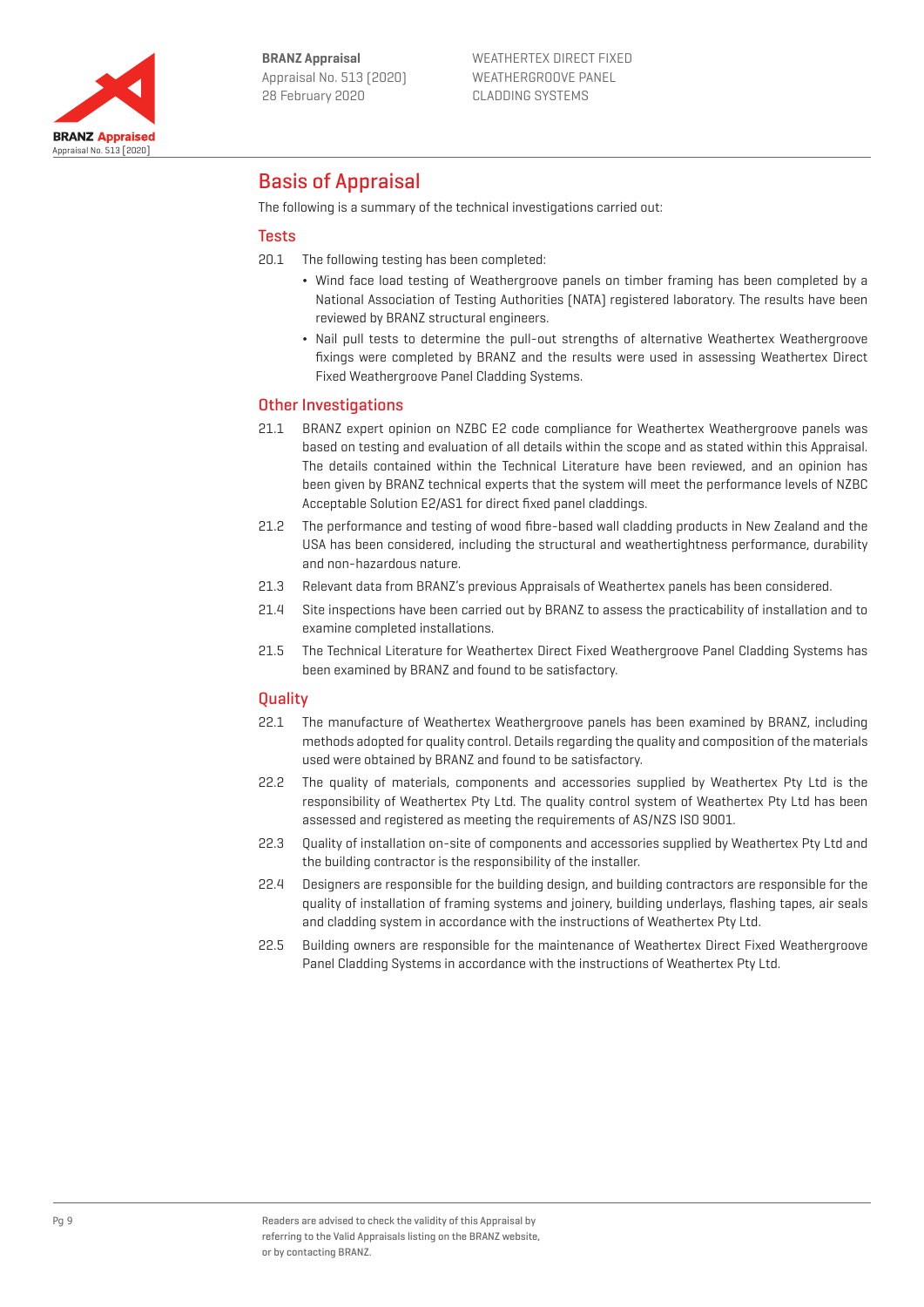# Basis of Appraisal

The following is a summary of the technical investigations carried out:

## Tests

20.1 The following testing has been completed:

- Wind face load testing of Weathergroove panels on timber framing has been completed by a National Association of Testing Authorities (NATA) registered laboratory. The results have been reviewed by BRANZ structural engineers.
- Nail pull tests to determine the pull-out strengths of alternative Weathertex Weathergroove fixings were completed by BRANZ and the results were used in assessing Weathertex Direct Fixed Weathergroove Panel Cladding Systems.

## Other Investigations

21.1 BRANZ expert opinion on NZBC E2 code compliance for Weathertex Weathergroove panels was based on testing and evaluation of all details within the scope and as stated within this Appraisal. The details contained within the Technical Literature have been reviewed, and an opinion has been given by BRANZ technical experts that the system will meet the performance levels of NZBC Acceptable Solution E2/AS1 for direct fixed panel claddings.

21.2 The performance and testing of wood fibre-based wall cladding products in New Zealand and the USA has been considered, including the structural and weathertightness performance, durability and non-hazardous nature.

21.3 Relevant data from BRANZ's previous Appraisals of Weathertex panels has been considered.

21.4 Site inspections have been carried out by BRANZ to assess the practicability of installation and to examine completed installations.

21.5 The Technical Literature for Weathertex Direct Fixed Weathergroove Panel Cladding Systems has been examined by BRANZ and found to be satisfactory.

## Quality

22.1 The manufacture of Weathertex Weathergroove panels has been examined by BRANZ, including methods adopted for quality control. Details regarding the quality and composition of the materials used were obtained by BRANZ and found to be satisfactory.

22.2 The quality of materials, components and accessories supplied by Weathertex Pty Ltd is the responsibility of Weathertex Pty Ltd. The quality control system of Weathertex Pty Ltd has been assessed and registered as meeting the requirements of AS/NZS ISO 9001.

22.3 Quality of installation on-site of components and accessories supplied by Weathertex Pty Ltd and the building contractor is the responsibility of the installer.

22.4 Designers are responsible for the building design, and building contractors are responsible for the quality of installation of framing systems and joinery, building underlays, flashing tapes, air seals and cladding system in accordance with the instructions of Weathertex Pty Ltd.

22.5 Building owners are responsible for the maintenance of Weathertex Direct Fixed Weathergroove Panel Cladding Systems in accordance with the instructions of Weathertex Pty Ltd.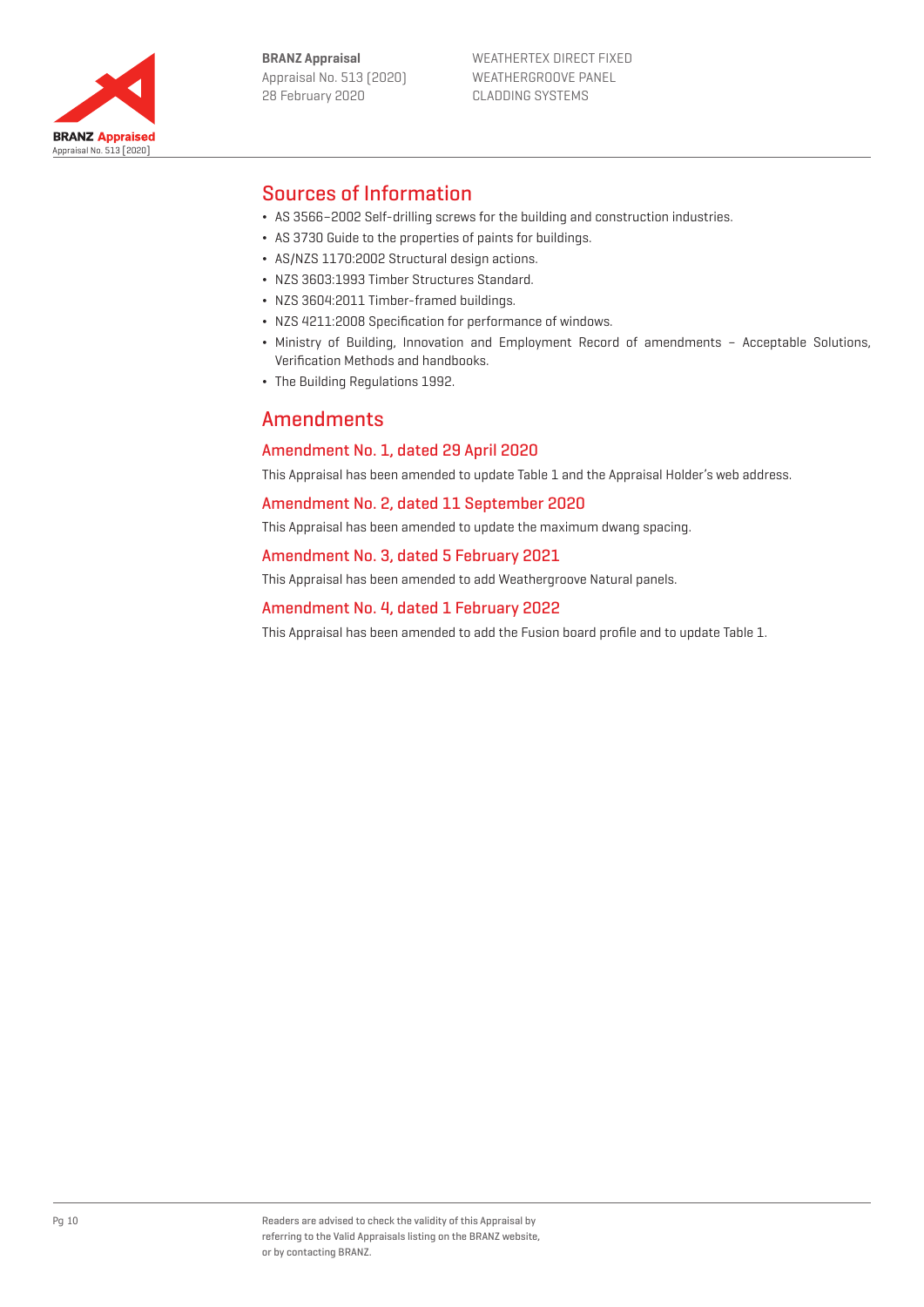## Sources of Information

- AS 3566–2002 Self-drilling screws for the building and construction industries.
- AS 3730 Guide to the properties of paints for buildings.
- AS/NZS 1170:2002 Structural design actions.
- NZS 3603:1993 Timber Structures Standard.
- NZS 3604:2011 Timber-framed buildings.
- NZS 4211:2008 Specification for performance of windows.
- Ministry of Building, Innovation and Employment Record of amendments – Acceptable Solutions, Verification Methods and handbooks.
- The Building Regulations 1992.

## Amendments

### Amendment No. 1, dated 29 April 2020

This Appraisal has been amended to update Table 1 and the Appraisal Holder's web address.

### Amendment No. 2, dated 11 September 2020

This Appraisal has been amended to update the maximum dwang spacing.

### Amendment No. 3, dated 5 February 2021

This Appraisal has been amended to add Weathergroove Natural panels.

### Amendment No. 4, dated 1 February 2022

This Appraisal has been amended to add the Fusion board profile and to update Table 1.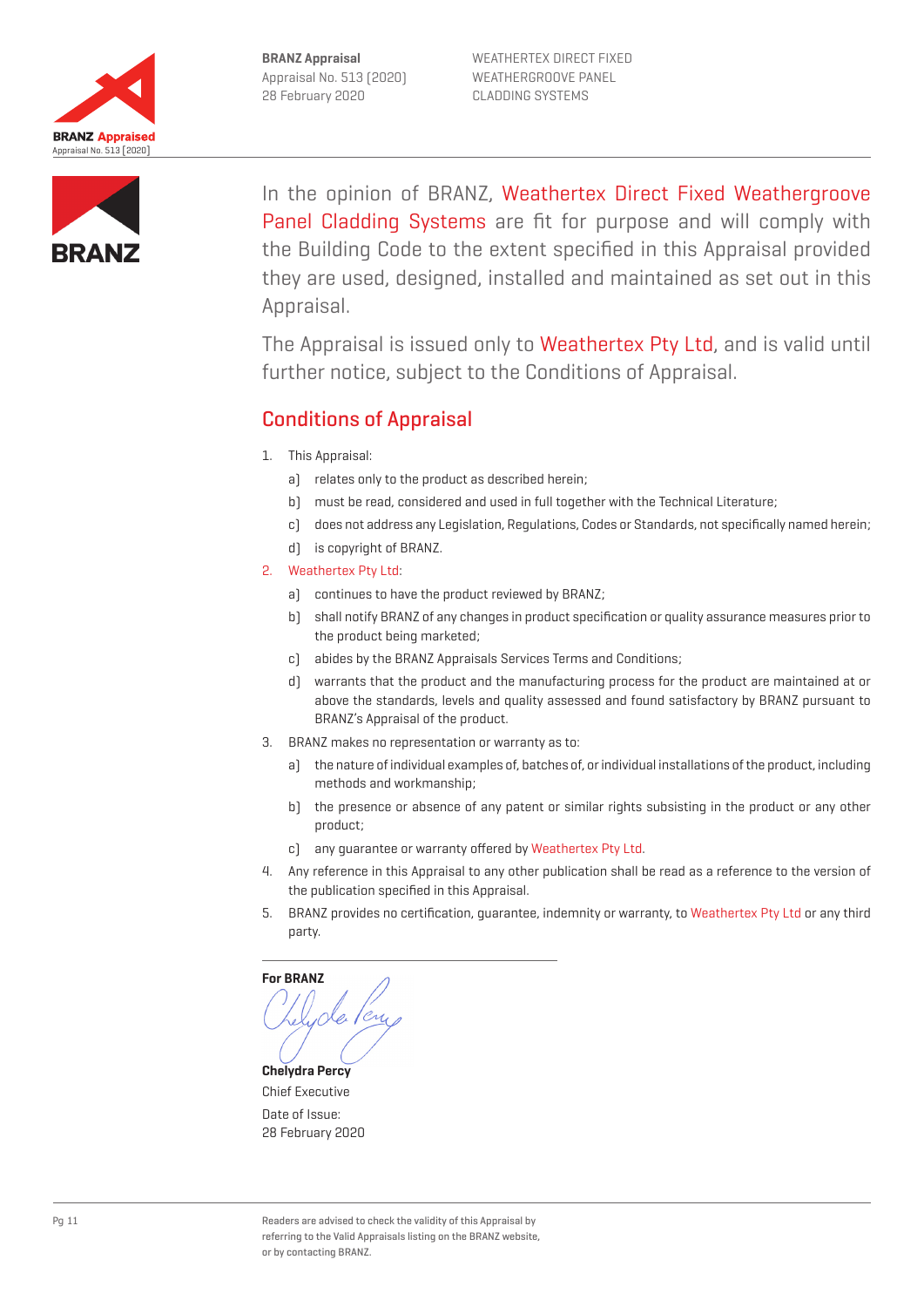In the opinion of BRANZ, Weathertex Direct Fixed Weathergroove Panel Cladding Systems are fit for purpose and will comply with the Building Code to the extent specified in this Appraisal provided they are used, designed, installed and maintained as set out in this Appraisal.

The Appraisal is issued only to Weathertex Pty Ltd, and is valid until further notice, subject to the Conditions of Appraisal.

## Conditions of Appraisal

1. This Appraisal:
   a) relates only to the product as described herein;
   b) must be read, considered and used in full together with the Technical Literature;
   c) does not address any Legislation, Regulations, Codes or Standards, not specifically named herein;
   d) is copyright of BRANZ.
2. Weathertex Pty Ltd:
   a) continues to have the product reviewed by BRANZ;
   b) shall notify BRANZ of any changes in product specification or quality assurance measures prior to the product being marketed;
   c) abides by the BRANZ Appraisals Services Terms and Conditions;
   d) warrants that the product and the manufacturing process for the product are maintained at or above the standards, levels and quality assessed and found satisfactory by BRANZ pursuant to BRANZ's Appraisal of the product.
3. BRANZ makes no representation or warranty as to:
   a) the nature of individual examples of, batches of, or individual installations of the product, including methods and workmanship;
   b) the presence or absence of any patent or similar rights subsisting in the product or any other product;
   c) any guarantee or warranty offered by Weathertex Pty Ltd.
4. Any reference in this Appraisal to any other publication shall be read as a reference to the version of the publication specified in this Appraisal.
5. BRANZ provides no certification, guarantee, indemnity or warranty, to Weathertex Pty Ltd or any third party.

**For BRANZ**

**Chelydra Percy**
Chief Executive

Date of Issue:
28 February 2020

Readers are advised to check the validity of this Appraisal by referring to the Valid Appraisals listing on the BRANZ website, or by contacting BRANZ.